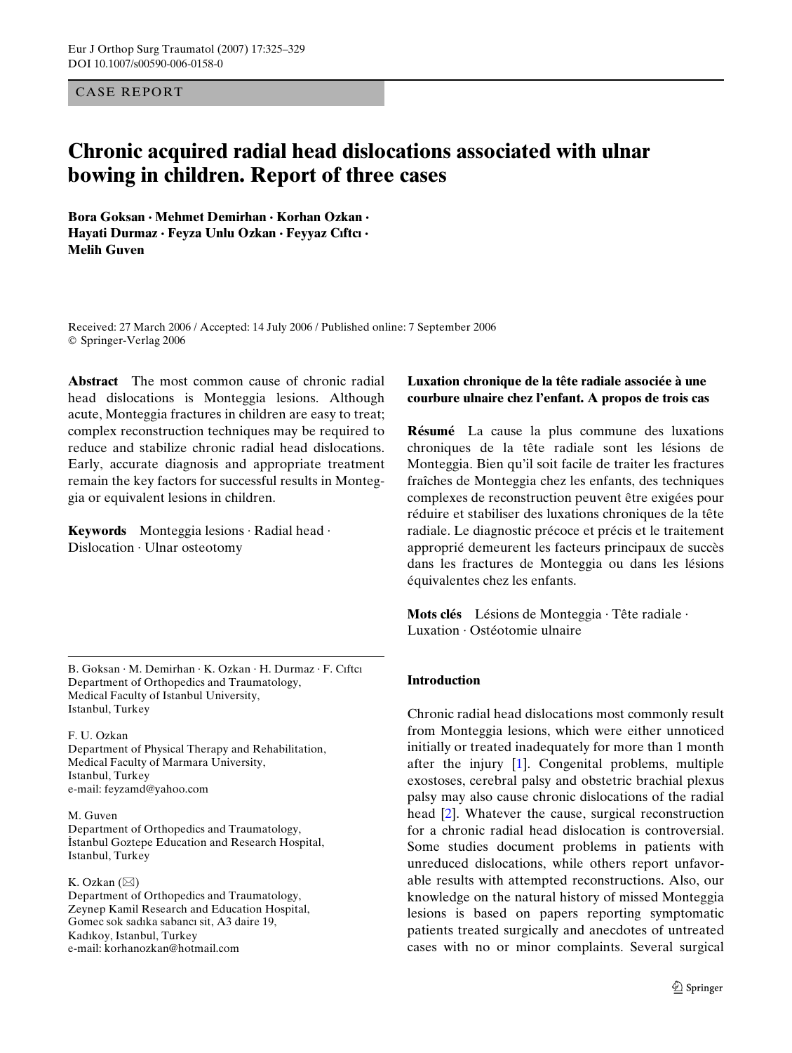CASE REPORT

# Chronic acquired radial head dislocations associated with ulnar bowing in children. Report of three cases

**Bora Goksan · Mehmet Demirhan · Korhan Ozkan · Hayati Durmaz · Feyza Unlu Ozkan · Feyyaz Cıftcı · Melih Guven**

Received: 27 March 2006 / Accepted: 14 July 2006 / Published online: 7 September 2006
© Springer-Verlag 2006

**Abstract** The most common cause of chronic radial head dislocations is Monteggia lesions. Although acute, Monteggia fractures in children are easy to treat; complex reconstruction techniques may be required to reduce and stabilize chronic radial head dislocations. Early, accurate diagnosis and appropriate treatment remain the key factors for successful results in Monteggia or equivalent lesions in children.

**Keywords** Monteggia lesions · Radial head · Dislocation · Ulnar osteotomy

B. Goksan · M. Demirhan · K. Ozkan · H. Durmaz · F. Cıftcı
Department of Orthopedics and Traumatology, Medical Faculty of Istanbul University, Istanbul, Turkey

F. U. Ozkan
Department of Physical Therapy and Rehabilitation, Medical Faculty of Marmara University, Istanbul, Turkey
e-mail: feyzamd@yahoo.com

M. Guven
Department of Orthopedics and Traumatology, İstanbul Goztepe Education and Research Hospital, Istanbul, Turkey

K. Ozkan (✉)
Department of Orthopedics and Traumatology, Zeynep Kamil Research and Education Hospital, Gomec sok sadıka sabancı sit, A3 daire 19, Kadıkoy, Istanbul, Turkey
e-mail: korhanozkan@hotmail.com

**Luxation chronique de la tête radiale associée à une courbure ulnaire chez l'enfant. A propos de trois cas**

**Résumé** La cause la plus commune des luxations chroniques de la tête radiale sont les lésions de Monteggia. Bien qu'il soit facile de traiter les fractures fraîches de Monteggia chez les enfants, des techniques complexes de reconstruction peuvent être exigées pour réduire et stabiliser des luxations chroniques de la tête radiale. Le diagnostic précoce et précis et le traitement approprié demeurent les facteurs principaux de succès dans les fractures de Monteggia ou dans les lésions équivalentes chez les enfants.

**Mots clés** Lésions de Monteggia · Tête radiale · Luxation · Ostéotomie ulnaire

## Introduction

Chronic radial head dislocations most commonly result from Monteggia lesions, which were either unnoticed initially or treated inadequately for more than 1 month after the injury [1]. Congenital problems, multiple exostoses, cerebral palsy and obstetric brachial plexus palsy may also cause chronic dislocations of the radial head [2]. Whatever the cause, surgical reconstruction for a chronic radial head dislocation is controversial. Some studies document problems in patients with unreduced dislocations, while others report unfavorable results with attempted reconstructions. Also, our knowledge on the natural history of missed Monteggia lesions is based on papers reporting symptomatic patients treated surgically and anecdotes of untreated cases with no or minor complaints. Several surgical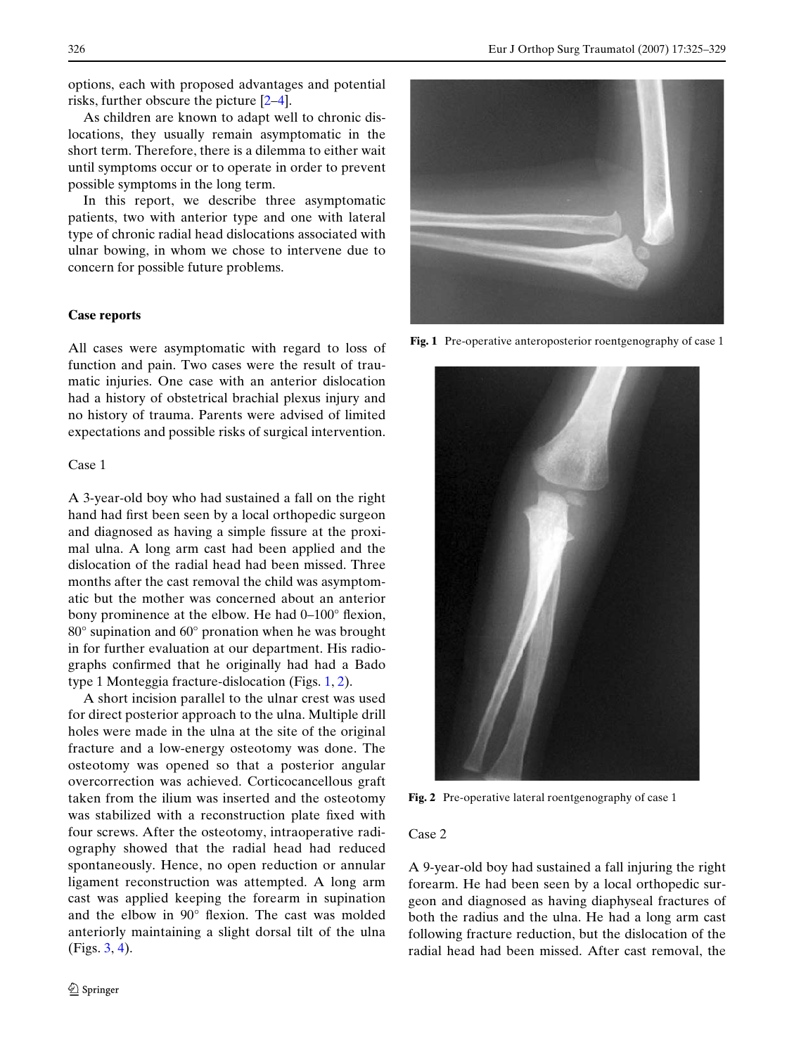options, each with proposed advantages and potential risks, further obscure the picture [2–4].

As children are known to adapt well to chronic dislocations, they usually remain asymptomatic in the short term. Therefore, there is a dilemma to either wait until symptoms occur or to operate in order to prevent possible symptoms in the long term.

In this report, we describe three asymptomatic patients, two with anterior type and one with lateral type of chronic radial head dislocations associated with ulnar bowing, in whom we chose to intervene due to concern for possible future problems.

## Case reports

All cases were asymptomatic with regard to loss of function and pain. Two cases were the result of traumatic injuries. One case with an anterior dislocation had a history of obstetrical brachial plexus injury and no history of trauma. Parents were advised of limited expectations and possible risks of surgical intervention.

### Case 1

A 3-year-old boy who had sustained a fall on the right hand had first been seen by a local orthopedic surgeon and diagnosed as having a simple fissure at the proximal ulna. A long arm cast had been applied and the dislocation of the radial head had been missed. Three months after the cast removal the child was asymptomatic but the mother was concerned about an anterior bony prominence at the elbow. He had 0–100° flexion, 80° supination and 60° pronation when he was brought in for further evaluation at our department. His radiographs confirmed that he originally had had a Bado type 1 Monteggia fracture-dislocation (Figs. 1, 2).

A short incision parallel to the ulnar crest was used for direct posterior approach to the ulna. Multiple drill holes were made in the ulna at the site of the original fracture and a low-energy osteotomy was done. The osteotomy was opened so that a posterior angular overcorrection was achieved. Corticocancellous graft taken from the ilium was inserted and the osteotomy was stabilized with a reconstruction plate fixed with four screws. After the osteotomy, intraoperative radiography showed that the radial head had reduced spontaneously. Hence, no open reduction or annular ligament reconstruction was attempted. A long arm cast was applied keeping the forearm in supination and the elbow in 90° flexion. The cast was molded anteriorly maintaining a slight dorsal tilt of the ulna (Figs. 3, 4).

**Fig. 1** Pre-operative anteroposterior roentgenography of case 1

**Fig. 2** Pre-operative lateral roentgenography of case 1

### Case 2

A 9-year-old boy had sustained a fall injuring the right forearm. He had been seen by a local orthopedic surgeon and diagnosed as having diaphyseal fractures of both the radius and the ulna. He had a long arm cast following fracture reduction, but the dislocation of the radial head had been missed. After cast removal, the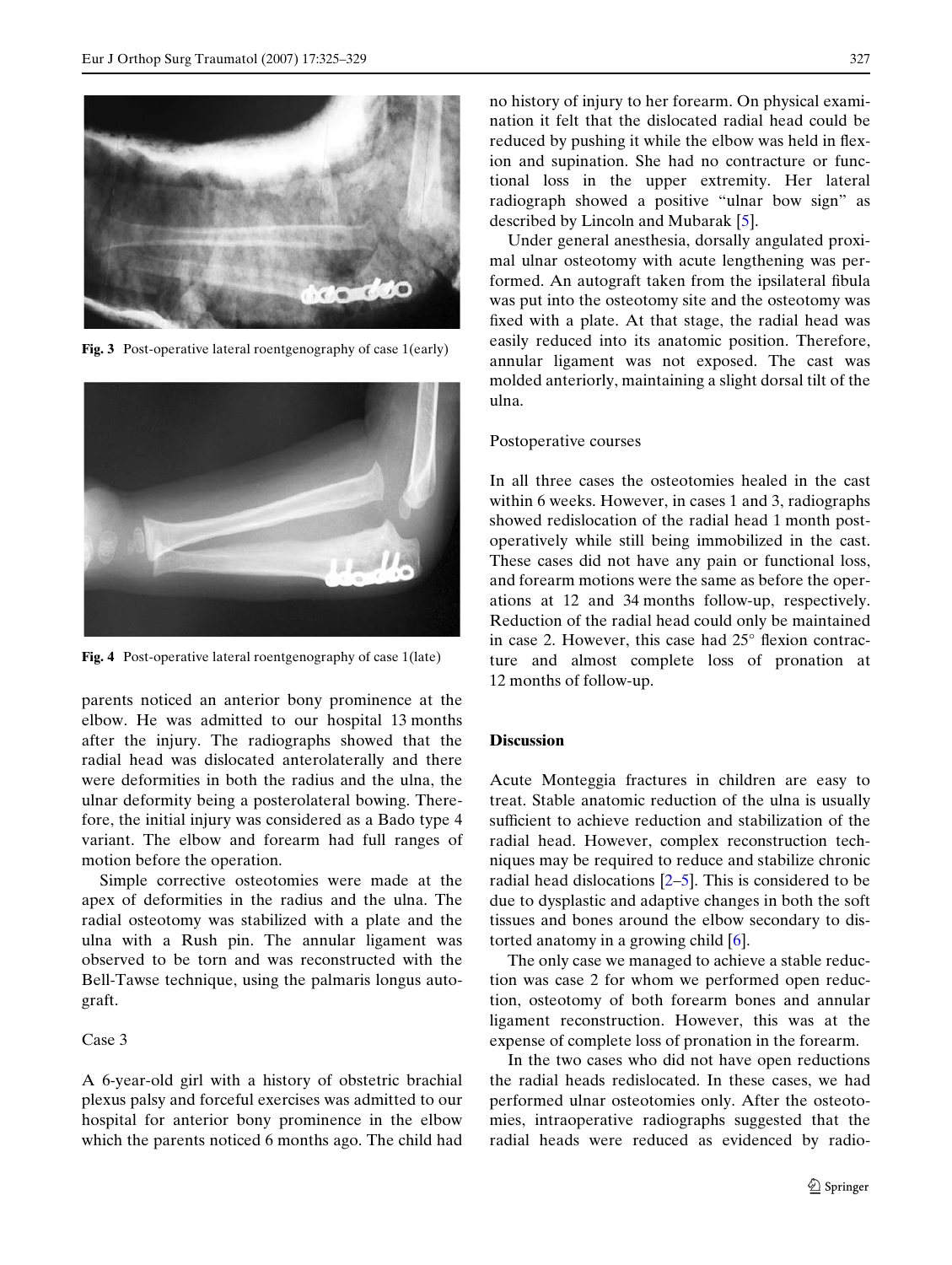Fig. 3 Post-operative lateral roentgenography of case 1(early)

Fig. 4 Post-operative lateral roentgenography of case 1(late)

parents noticed an anterior bony prominence at the elbow. He was admitted to our hospital 13 months after the injury. The radiographs showed that the radial head was dislocated anterolaterally and there were deformities in both the radius and the ulna, the ulnar deformity being a posterolateral bowing. Therefore, the initial injury was considered as a Bado type 4 variant. The elbow and forearm had full ranges of motion before the operation.

Simple corrective osteotomies were made at the apex of deformities in the radius and the ulna. The radial osteotomy was stabilized with a plate and the ulna with a Rush pin. The annular ligament was observed to be torn and was reconstructed with the Bell-Tawse technique, using the palmaris longus autograft.

Case 3

A 6-year-old girl with a history of obstetric brachial plexus palsy and forceful exercises was admitted to our hospital for anterior bony prominence in the elbow which the parents noticed 6 months ago. The child had no history of injury to her forearm. On physical examination it felt that the dislocated radial head could be reduced by pushing it while the elbow was held in flexion and supination. She had no contracture or functional loss in the upper extremity. Her lateral radiograph showed a positive "ulnar bow sign" as described by Lincoln and Mubarak [5].

Under general anesthesia, dorsally angulated proximal ulnar osteotomy with acute lengthening was performed. An autograft taken from the ipsilateral fibula was put into the osteotomy site and the osteotomy was fixed with a plate. At that stage, the radial head was easily reduced into its anatomic position. Therefore, annular ligament was not exposed. The cast was molded anteriorly, maintaining a slight dorsal tilt of the ulna.

Postoperative courses

In all three cases the osteotomies healed in the cast within 6 weeks. However, in cases 1 and 3, radiographs showed redislocation of the radial head 1 month postoperatively while still being immobilized in the cast. These cases did not have any pain or functional loss, and forearm motions were the same as before the operations at 12 and 34 months follow-up, respectively. Reduction of the radial head could only be maintained in case 2. However, this case had 25° flexion contracture and almost complete loss of pronation at 12 months of follow-up.

## Discussion

Acute Monteggia fractures in children are easy to treat. Stable anatomic reduction of the ulna is usually sufficient to achieve reduction and stabilization of the radial head. However, complex reconstruction techniques may be required to reduce and stabilize chronic radial head dislocations [2–5]. This is considered to be due to dysplastic and adaptive changes in both the soft tissues and bones around the elbow secondary to distorted anatomy in a growing child [6].

The only case we managed to achieve a stable reduction was case 2 for whom we performed open reduction, osteotomy of both forearm bones and annular ligament reconstruction. However, this was at the expense of complete loss of pronation in the forearm.

In the two cases who did not have open reductions the radial heads redislocated. In these cases, we had performed ulnar osteotomies only. After the osteotomies, intraoperative radiographs suggested that the radial heads were reduced as evidenced by radio-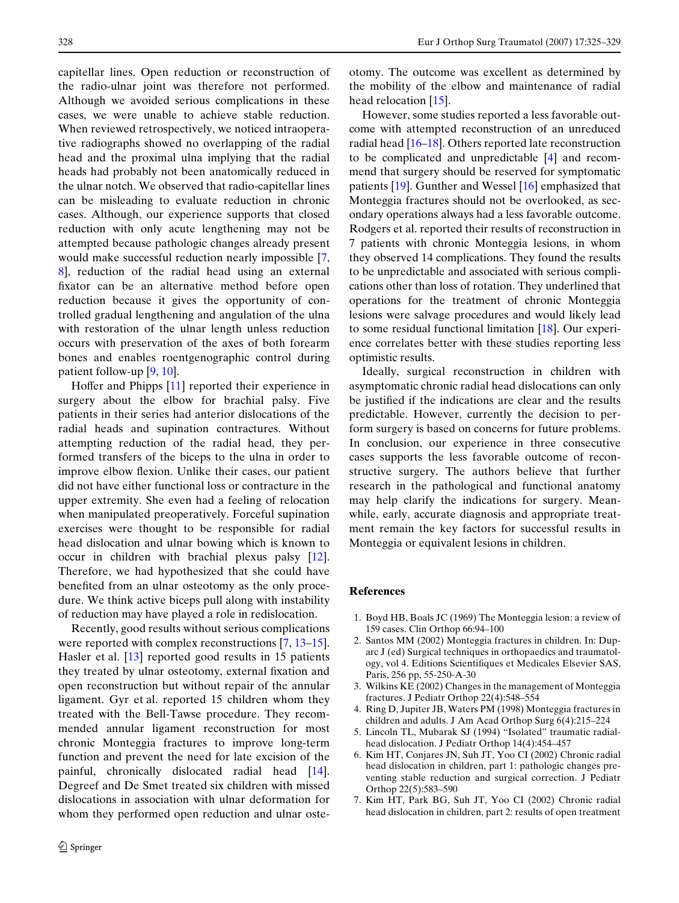capitellar lines. Open reduction or reconstruction of the radio-ulnar joint was therefore not performed. Although we avoided serious complications in these cases, we were unable to achieve stable reduction. When reviewed retrospectively, we noticed intraoperative radiographs showed no overlapping of the radial head and the proximal ulna implying that the radial heads had probably not been anatomically reduced in the ulnar notch. We observed that radio-capitellar lines can be misleading to evaluate reduction in chronic cases. Although, our experience supports that closed reduction with only acute lengthening may not be attempted because pathologic changes already present would make successful reduction nearly impossible [7, 8], reduction of the radial head using an external fixator can be an alternative method before open reduction because it gives the opportunity of controlled gradual lengthening and angulation of the ulna with restoration of the ulnar length unless reduction occurs with preservation of the axes of both forearm bones and enables roentgenographic control during patient follow-up [9, 10].

Hoffer and Phipps [11] reported their experience in surgery about the elbow for brachial palsy. Five patients in their series had anterior dislocations of the radial heads and supination contractures. Without attempting reduction of the radial head, they performed transfers of the biceps to the ulna in order to improve elbow flexion. Unlike their cases, our patient did not have either functional loss or contracture in the upper extremity. She even had a feeling of relocation when manipulated preoperatively. Forceful supination exercises were thought to be responsible for radial head dislocation and ulnar bowing which is known to occur in children with brachial plexus palsy [12]. Therefore, we had hypothesized that she could have benefited from an ulnar osteotomy as the only procedure. We think active biceps pull along with instability of reduction may have played a role in redislocation.

Recently, good results without serious complications were reported with complex reconstructions [7, 13–15]. Hasler et al. [13] reported good results in 15 patients they treated by ulnar osteotomy, external fixation and open reconstruction but without repair of the annular ligament. Gyr et al. reported 15 children whom they treated with the Bell-Tawse procedure. They recommended annular ligament reconstruction for most chronic Monteggia fractures to improve long-term function and prevent the need for late excision of the painful, chronically dislocated radial head [14]. Degreef and De Smet treated six children with missed dislocations in association with ulnar deformation for whom they performed open reduction and ulnar osteotomy. The outcome was excellent as determined by the mobility of the elbow and maintenance of radial head relocation [15].

However, some studies reported a less favorable outcome with attempted reconstruction of an unreduced radial head [16–18]. Others reported late reconstruction to be complicated and unpredictable [4] and recommend that surgery should be reserved for symptomatic patients [19]. Gunther and Wessel [16] emphasized that Monteggia fractures should not be overlooked, as secondary operations always had a less favorable outcome. Rodgers et al. reported their results of reconstruction in 7 patients with chronic Monteggia lesions, in whom they observed 14 complications. They found the results to be unpredictable and associated with serious complications other than loss of rotation. They underlined that operations for the treatment of chronic Monteggia lesions were salvage procedures and would likely lead to some residual functional limitation [18]. Our experience correlates better with these studies reporting less optimistic results.

Ideally, surgical reconstruction in children with asymptomatic chronic radial head dislocations can only be justified if the indications are clear and the results predictable. However, currently the decision to perform surgery is based on concerns for future problems. In conclusion, our experience in three consecutive cases supports the less favorable outcome of reconstructive surgery. The authors believe that further research in the pathological and functional anatomy may help clarify the indications for surgery. Meanwhile, early, accurate diagnosis and appropriate treatment remain the key factors for successful results in Monteggia or equivalent lesions in children.

## References

1. Boyd HB, Boals JC (1969) The Monteggia lesion: a review of 159 cases. Clin Orthop 66:94–100
2. Santos MM (2002) Monteggia fractures in children. In: Duparc J (ed) Surgical techniques in orthopaedics and traumatology, vol 4. Editions Scientifiques et Medicales Elsevier SAS, Paris, 256 pp, 55-250-A-30
3. Wilkins KE (2002) Changes in the management of Monteggia fractures. J Pediatr Orthop 22(4):548–554
4. Ring D, Jupiter JB, Waters PM (1998) Monteggia fractures in children and adults. J Am Acad Orthop Surg 6(4):215–224
5. Lincoln TL, Mubarak SJ (1994) "Isolated" traumatic radial-head dislocation. J Pediatr Orthop 14(4):454–457
6. Kim HT, Conjares JN, Suh JT, Yoo CI (2002) Chronic radial head dislocation in children, part 1: pathologic changes preventing stable reduction and surgical correction. J Pediatr Orthop 22(5):583–590
7. Kim HT, Park BG, Suh JT, Yoo CI (2002) Chronic radial head dislocation in children, part 2: results of open treatment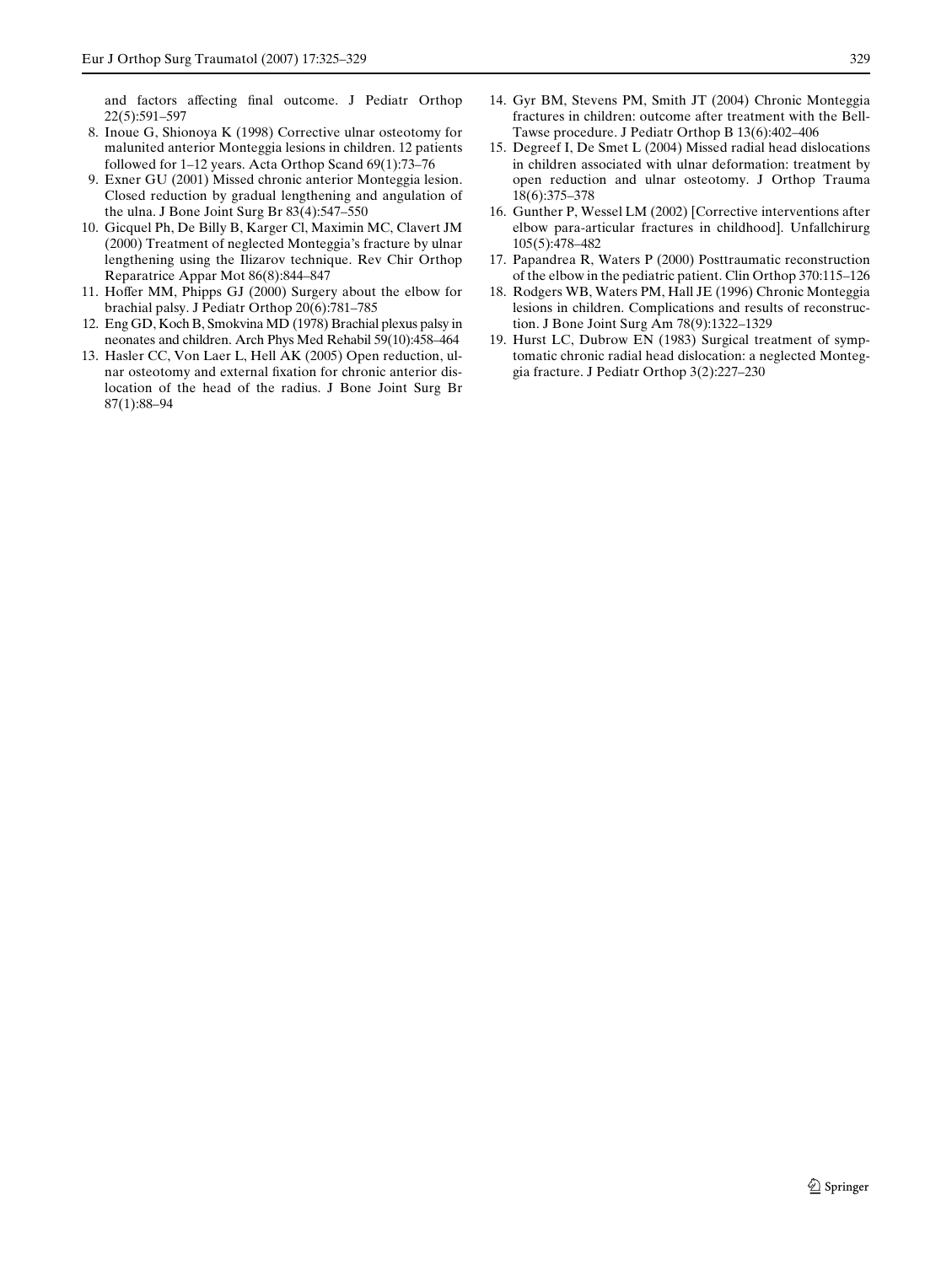and factors affecting final outcome. J Pediatr Orthop 22(5):591–597

8. Inoue G, Shionoya K (1998) Corrective ulnar osteotomy for malunited anterior Monteggia lesions in children. 12 patients followed for 1–12 years. Acta Orthop Scand 69(1):73–76
9. Exner GU (2001) Missed chronic anterior Monteggia lesion. Closed reduction by gradual lengthening and angulation of the ulna. J Bone Joint Surg Br 83(4):547–550
10. Gicquel Ph, De Billy B, Karger Cl, Maximin MC, Clavert JM (2000) Treatment of neglected Monteggia's fracture by ulnar lengthening using the Ilizarov technique. Rev Chir Orthop Reparatrice Appar Mot 86(8):844–847
11. Hoffer MM, Phipps GJ (2000) Surgery about the elbow for brachial palsy. J Pediatr Orthop 20(6):781–785
12. Eng GD, Koch B, Smokvina MD (1978) Brachial plexus palsy in neonates and children. Arch Phys Med Rehabil 59(10):458–464
13. Hasler CC, Von Laer L, Hell AK (2005) Open reduction, ulnar osteotomy and external fixation for chronic anterior dislocation of the head of the radius. J Bone Joint Surg Br 87(1):88–94
14. Gyr BM, Stevens PM, Smith JT (2004) Chronic Monteggia fractures in children: outcome after treatment with the Bell-Tawse procedure. J Pediatr Orthop B 13(6):402–406
15. Degreef I, De Smet L (2004) Missed radial head dislocations in children associated with ulnar deformation: treatment by open reduction and ulnar osteotomy. J Orthop Trauma 18(6):375–378
16. Gunther P, Wessel LM (2002) [Corrective interventions after elbow para-articular fractures in childhood]. Unfallchirurg 105(5):478–482
17. Papandrea R, Waters P (2000) Posttraumatic reconstruction of the elbow in the pediatric patient. Clin Orthop 370:115–126
18. Rodgers WB, Waters PM, Hall JE (1996) Chronic Monteggia lesions in children. Complications and results of reconstruction. J Bone Joint Surg Am 78(9):1322–1329
19. Hurst LC, Dubrow EN (1983) Surgical treatment of symptomatic chronic radial head dislocation: a neglected Monteggia fracture. J Pediatr Orthop 3(2):227–230